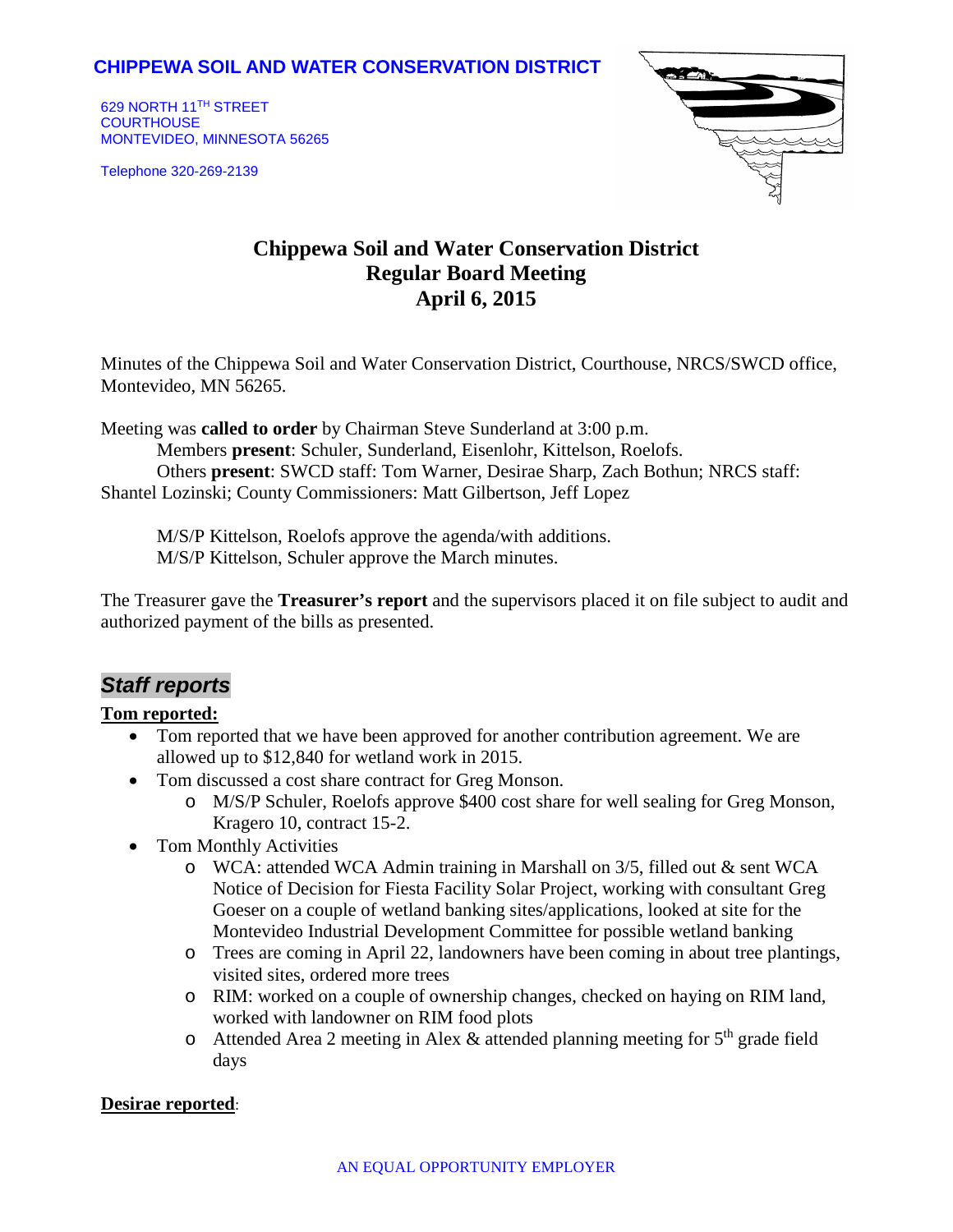**CHIPPEWA SOIL AND WATER CONSERVATION DISTRICT**

629 NORTH 11TH STREET
COURTHOUSE
MONTEVIDEO, MINNESOTA 56265

Telephone 320-269-2139

# Chippewa Soil and Water Conservation District
## Regular Board Meeting
## April 6, 2015

Minutes of the Chippewa Soil and Water Conservation District, Courthouse, NRCS/SWCD office, Montevideo, MN 56265.

Meeting was **called to order** by Chairman Steve Sunderland at 3:00 p.m.
Members **present**: Schuler, Sunderland, Eisenlohr, Kittelson, Roelofs.
Others **present**: SWCD staff: Tom Warner, Desirae Sharp, Zach Bothun; NRCS staff: Shantel Lozinski; County Commissioners: Matt Gilbertson, Jeff Lopez

M/S/P Kittelson, Roelofs approve the agenda/with additions.
M/S/P Kittelson, Schuler approve the March minutes.

The Treasurer gave the **Treasurer's report** and the supervisors placed it on file subject to audit and authorized payment of the bills as presented.

## *Staff reports*

**Tom reported:**

- Tom reported that we have been approved for another contribution agreement. We are allowed up to $12,840 for wetland work in 2015.
- Tom discussed a cost share contract for Greg Monson.
  - M/S/P Schuler, Roelofs approve $400 cost share for well sealing for Greg Monson, Kragero 10, contract 15-2.
- Tom Monthly Activities
  - WCA: attended WCA Admin training in Marshall on 3/5, filled out & sent WCA Notice of Decision for Fiesta Facility Solar Project, working with consultant Greg Goeser on a couple of wetland banking sites/applications, looked at site for the Montevideo Industrial Development Committee for possible wetland banking
  - Trees are coming in April 22, landowners have been coming in about tree plantings, visited sites, ordered more trees
  - RIM: worked on a couple of ownership changes, checked on haying on RIM land, worked with landowner on RIM food plots
  - Attended Area 2 meeting in Alex & attended planning meeting for 5th grade field days

**Desirae reported**: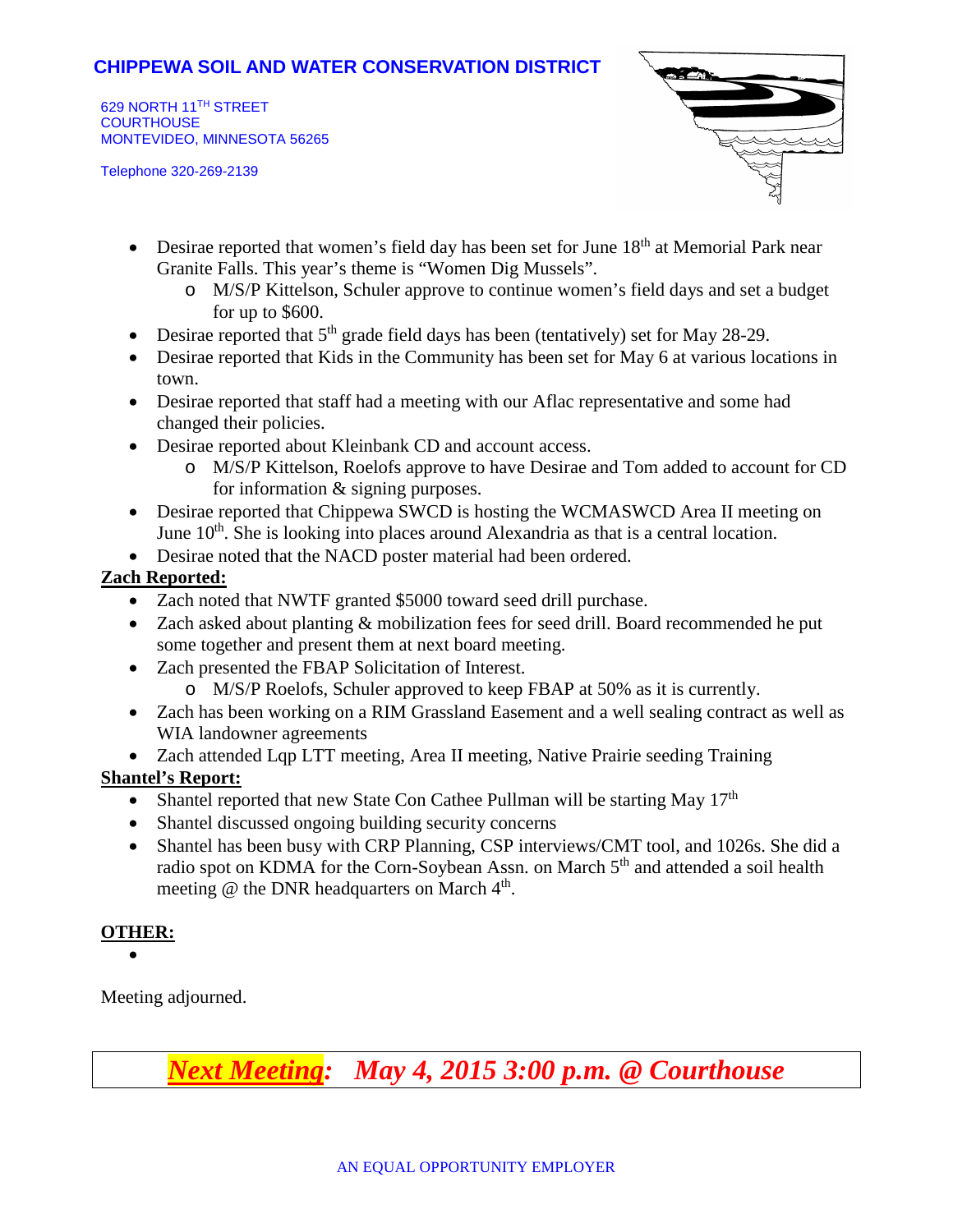**CHIPPEWA SOIL AND WATER CONSERVATION DISTRICT**

629 NORTH 11TH STREET
COURTHOUSE
MONTEVIDEO, MINNESOTA 56265

Telephone 320-269-2139

- Desirae reported that women's field day has been set for June 18th at Memorial Park near Granite Falls. This year's theme is "Women Dig Mussels".
  - M/S/P Kittelson, Schuler approve to continue women's field days and set a budget for up to $600.
- Desirae reported that 5th grade field days has been (tentatively) set for May 28-29.
- Desirae reported that Kids in the Community has been set for May 6 at various locations in town.
- Desirae reported that staff had a meeting with our Aflac representative and some had changed their policies.
- Desirae reported about Kleinbank CD and account access.
  - M/S/P Kittelson, Roelofs approve to have Desirae and Tom added to account for CD for information & signing purposes.
- Desirae reported that Chippewa SWCD is hosting the WCMASWCD Area II meeting on June 10th. She is looking into places around Alexandria as that is a central location.
- Desirae noted that the NACD poster material had been ordered.

**Zach Reported:**

- Zach noted that NWTF granted $5000 toward seed drill purchase.
- Zach asked about planting & mobilization fees for seed drill. Board recommended he put some together and present them at next board meeting.
- Zach presented the FBAP Solicitation of Interest.
  - M/S/P Roelofs, Schuler approved to keep FBAP at 50% as it is currently.
- Zach has been working on a RIM Grassland Easement and a well sealing contract as well as WIA landowner agreements
- Zach attended Lqp LTT meeting, Area II meeting, Native Prairie seeding Training

**Shantel's Report:**

- Shantel reported that new State Con Cathee Pullman will be starting May 17th
- Shantel discussed ongoing building security concerns
- Shantel has been busy with CRP Planning, CSP interviews/CMT tool, and 1026s. She did a radio spot on KDMA for the Corn-Soybean Assn. on March 5th and attended a soil health meeting @ the DNR headquarters on March 4th.

**OTHER:**

- 

Meeting adjourned.

***Next Meeting:* May 4, 2015 3:00 p.m. @ Courthouse**

AN EQUAL OPPORTUNITY EMPLOYER